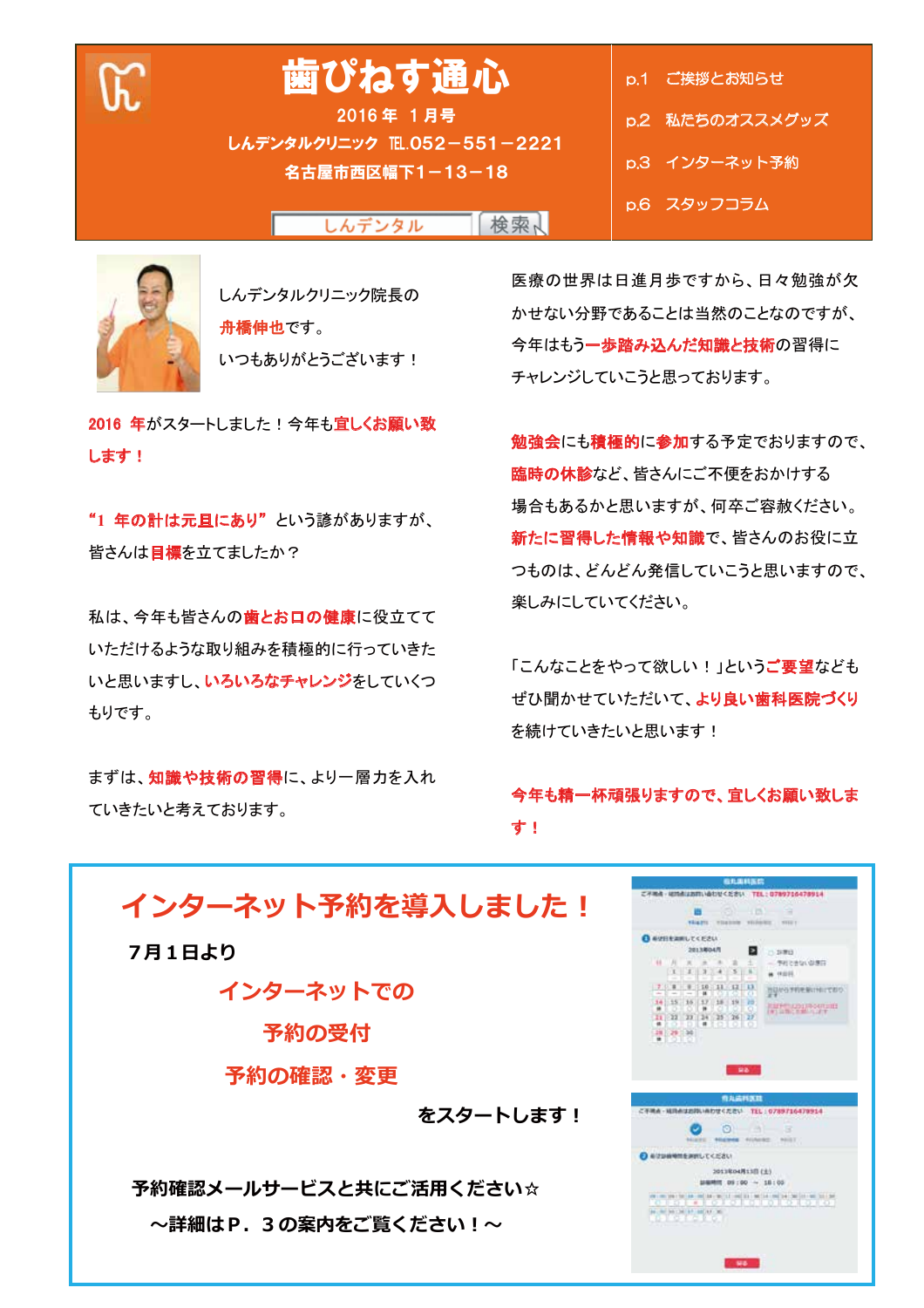# 歯ぴねす通心

2016年　1月号

しんデンタルクリニック　TEL.052－551－2221

名古屋市西区幅下1－13－18

しんデンタル　検索

- p.1　ご挨拶とお知らせ
- p.2　私たちのオススメグッズ
- p.3　インターネット予約
- p.6　スタッフコラム

しんデンタルクリニック院長の

**舟橋伸也**です。

いつもありがとうございます！

**2016 年**がスタートしました！今年も**宜しくお願い致します！**

**“1 年の計は元旦にあり”**という諺がありますが、皆さんは**目標**を立てましたか？

私は、今年も皆さんの**歯とお口の健康**に役立てていただけるような取り組みを積極的に行っていきたいと思いますし、**いろいろなチャレンジ**をしていくつもりです。

まずは、**知識や技術の習得**に、より一層力を入れていきたいと考えております。

医療の世界は日進月歩ですから、日々勉強が欠かせない分野であることは当然のことなのですが、今年はもう**一歩踏み込んだ知識と技術**の習得にチャレンジしていこうと思っております。

**勉強会**にも**積極的**に**参加**する予定でおりますので、**臨時の休診**など、皆さんにご不便をおかけする場合もあるかと思いますが、何卒ご容赦ください。

**新たに習得した情報や知識**で、皆さんのお役に立つものは、どんどん発信していこうと思いますので、楽しみにしていてください。

「こんなことをやって欲しい！」という**ご要望**などもぜひ聞かせていただいて、**より良い歯科医院づくり**を続けていきたいと思います！

**今年も精一杯頑張りますので、宜しくお願い致します！**

## インターネット予約を導入しました！

**7月1日より**

**インターネットでの**

**予約の受付**

**予約の確認・変更**

**をスタートします！**

**予約確認メールサービスと共にご活用ください☆**

**～詳細はP．３の案内をご覧ください！～**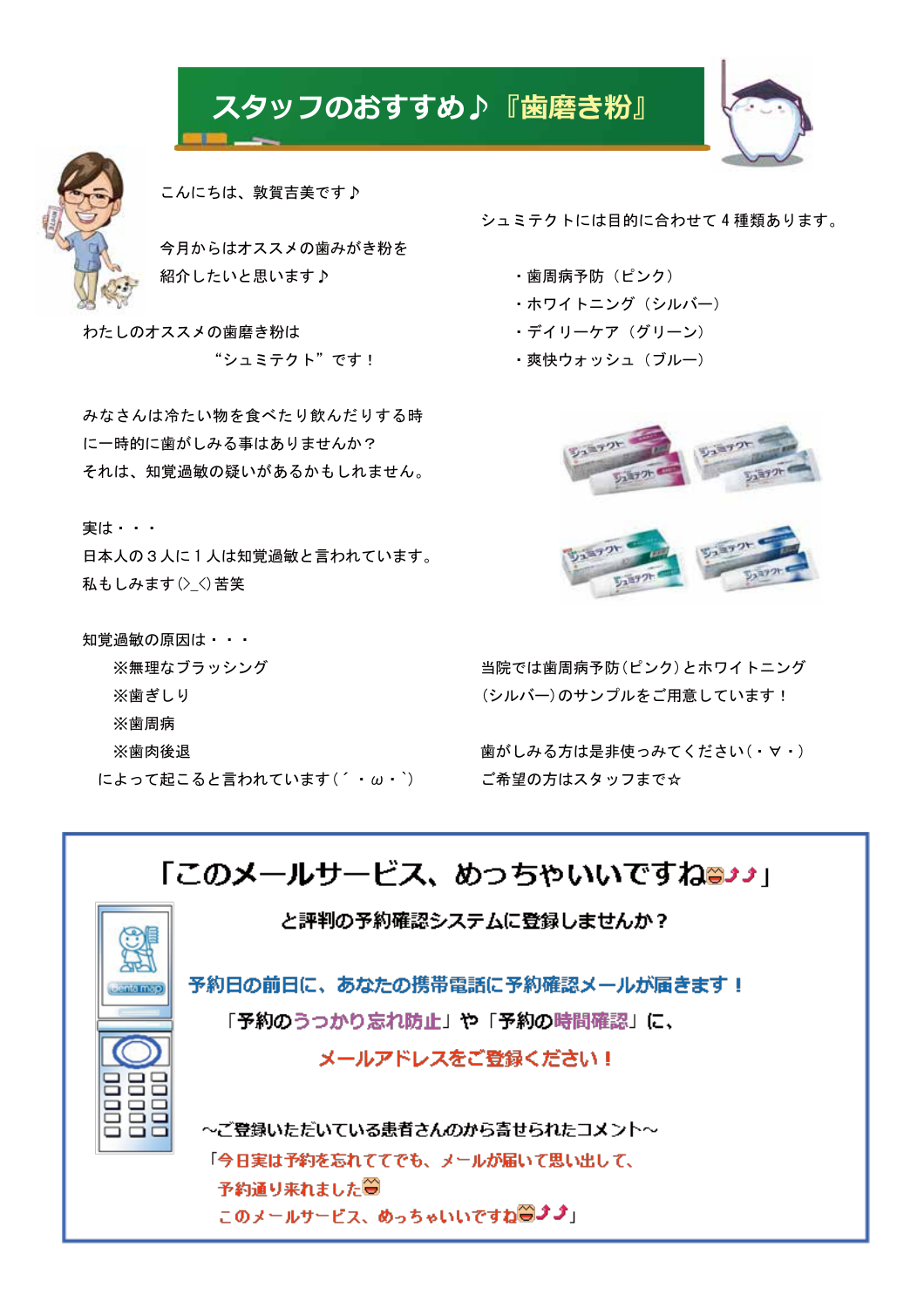## スタッフのおすすめ♪『歯磨き粉』

こんにちは、敦賀吉美です♪

今月からはオススメの歯みがき粉を
紹介したいと思います♪

わたしのオススメの歯磨き粉は
“シュミテクト”です！

みなさんは冷たい物を食べたり飲んだりする時
に一時的に歯がしみる事はありませんか？
それは、知覚過敏の疑いがあるかもしれません。

実は・・・
日本人の３人に１人は知覚過敏と言われています。
私もしみます(>_<)苦笑

知覚過敏の原因は・・・

※無理なブラッシング
※歯ぎしり
※歯周病
※歯肉後退

によって起こると言われています(´・ω・`)

シュミテクトには目的に合わせて４種類あります。

- 歯周病予防（ピンク）
- ホワイトニング（シルバー）
- デイリーケア（グリーン）
- 爽快ウォッシュ（ブルー）

当院では歯周病予防(ピンク)とホワイトニング(シルバー)のサンプルをご用意しています！

歯がしみる方は是非使ってみてください(・∀・)
ご希望の方はスタッフまで☆

---

## 「このメールサービス、めっちゃいいですね」

**と評判の予約確認システムに登録しませんか？**

**予約日の前日に、あなたの携帯電話に予約確認メールが届きます！**

**「予約のうっかり忘れ防止」や「予約の時間確認」に、**

**メールアドレスをご登録ください！**

~ご登録いただいている患者さんのから寄せられたコメント~

「今日実は予約を忘れてでも、メールが届いて思い出して、
予約通り来れました
このメールサービス、めっちゃいいですね」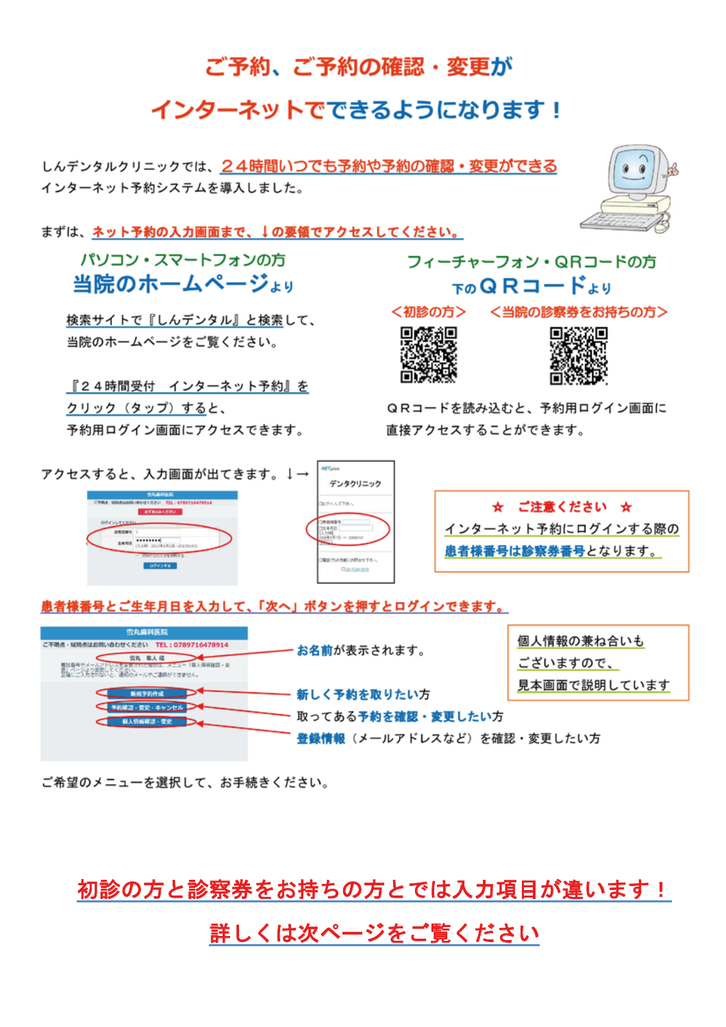# ご予約、ご予約の確認・変更が
# インターネットでできるようになります！

しんデンタルクリニックでは、**２４時間いつでも予約や予約の確認・変更ができる**インターネット予約システムを導入しました。

まずは、**ネット予約の入力画面まで、↓の要領でアクセスしてください。**

## パソコン・スマートフォンの方
## 当院のホームページより

検索サイトで『しんデンタル』と検索して、当院のホームページをご覧ください。

『２４時間受付　インターネット予約』をクリック（タップ）すると、予約用ログイン画面にアクセスできます。

## フィーチャーフォン・ＱＲコードの方
## 下のＱＲコードより

＜初診の方＞　＜当院の診察券をお持ちの方＞

ＱＲコードを読み込むと、予約用ログイン画面に直接アクセスすることができます。

アクセスすると、入力画面が出てきます。↓→

**☆　ご注意ください　☆**
インターネット予約にログインする際の**患者様番号は診察券番号**となります。

**患者様番号とご生年月日を入力して、「次へ」ボタンを押すとログインできます。**

- **お名前**が表示されます。
- **新しく予約を取りたい**方
- 取ってある**予約を確認・変更したい**方
- **登録情報**（メールアドレスなど）を確認・変更したい方

個人情報の兼ね合いもございますので、見本画面で説明しています

ご希望のメニューを選択して、お手続きください。

**初診の方と診察券をお持ちの方とでは入力項目が違います！**

**詳しくは次ページをご覧ください**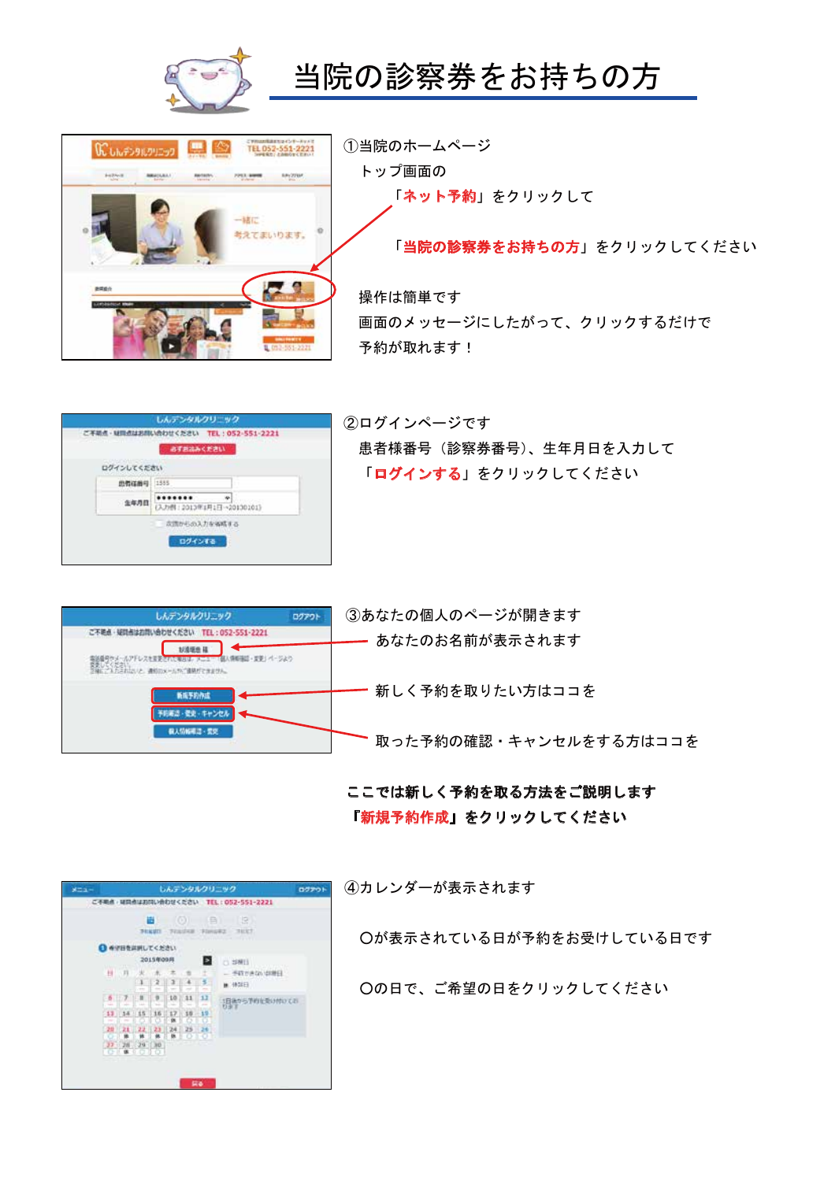# 当院の診察券をお持ちの方

①当院のホームページ
トップ画面の
「**ネット予約**」をクリックして

「**当院の診察券をお持ちの方**」をクリックしてください

操作は簡単です
画面のメッセージにしたがって、クリックするだけで
予約が取れます！

②ログインページです
患者様番号（診察券番号）、生年月日を入力して
「**ログインする**」をクリックしてください

③あなたの個人のページが開きます
あなたのお名前が表示されます

新しく予約を取りたい方はココを

取った予約の確認・キャンセルをする方はココを

**ここでは新しく予約を取る方法をご説明します**
**『新規予約作成』をクリックしてください**

④カレンダーが表示されます

〇が表示されている日が予約をお受けしている日です

〇の日で、ご希望の日をクリックしてください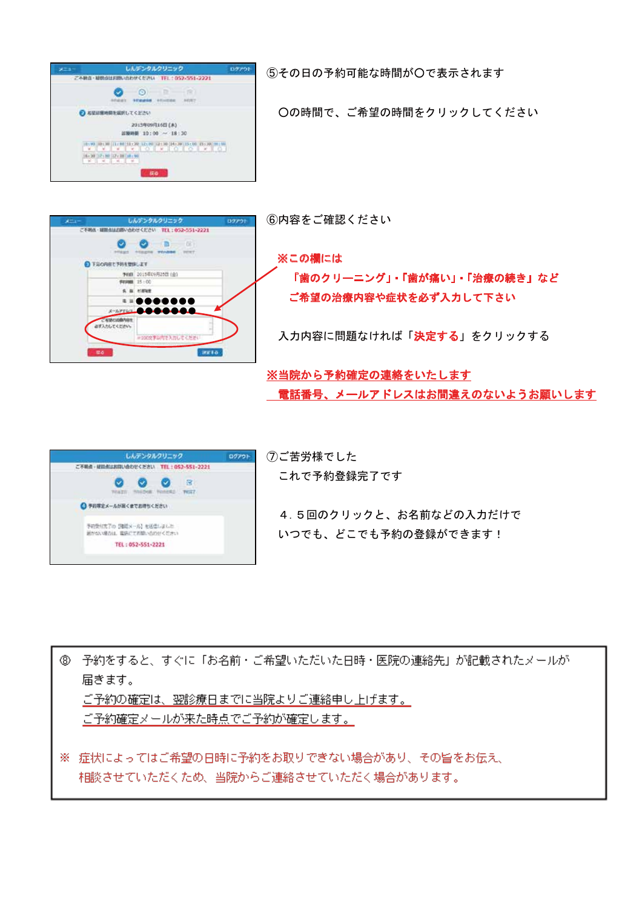⑤その日の予約可能な時間が〇で表示されます

〇の時間で、ご希望の時間をクリックしてください

⑥内容をご確認ください

**※この欄には**

**「歯のクリーニング」・「歯が痛い」・「治療の続き」など**

**ご希望の治療内容や症状を必ず入力して下さい**

入力内容に問題なければ「**決定する**」をクリックする

**※当院から予約確定の連絡をいたします**

**電話番号、メールアドレスはお間違えのないようお願いします**

⑦ご苦労様でした

これで予約登録完了です

４．５回のクリックと、お名前などの入力だけで

いつでも、どこでも予約の登録ができます！

⑧　予約をすると、すぐに「お名前・ご希望いただいた日時・医院の連絡先」が記載されたメールが届きます。

ご予約の確定は、翌診療日までに当院よりご連絡申し上げます。

ご予約確定メールが来た時点でご予約が確定します。

※　症状によってはご希望の日時に予約をお取りできない場合があり、その旨をお伝え、相談させていただくため、当院からご連絡させていただく場合があります。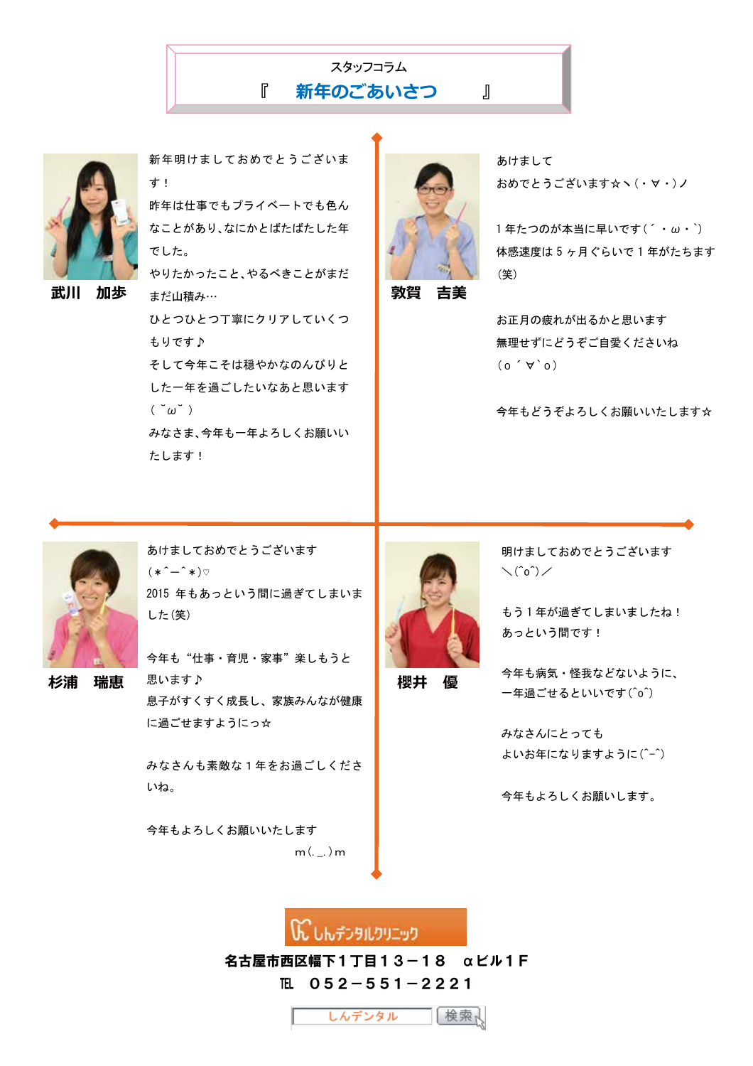スタッフコラム

# 『　新年のごあいさつ　』

**武川　加歩**

新年明けましておめでとうございます！
昨年は仕事でもプライベートでも色んなことがあり、なにかとばたばたした年でした。
やりたかったこと、やるべきことがまだまだ山積み…
ひとつひとつ丁寧にクリアしていくつもりです♪
そして今年こそは穏やかなのんびりとした一年を過ごしたいなあと思います
(˘ω˘)
みなさま、今年も一年よろしくお願いいたします！

**敦賀　吉美**

あけまして
おめでとうございます☆ヽ(・∀・)ノ

1年たつのが本当に早いです(´・ω・`)
体感速度は5ヶ月ぐらいで1年がたちます
(笑)

お正月の疲れが出るかと思います
無理せずにどうぞご自愛くださいね
(o´∀`o)

今年もどうぞよろしくお願いいたします☆

**杉浦　瑞恵**

あけましておめでとうございます
(*^―^*)♡
2015 年もあっという間に過ぎてしまいました(笑)

今年も“仕事・育児・家事”楽しもうと思います♪
息子がすくすく成長し、家族みんなが健康に過ごせますようにっ☆

みなさんも素敵な1年をお過ごしくださいね。

今年もよろしくお願いいたします
m(._.)m

**櫻井　優**

明けましておめでとうございます
＼(^o^)／

もう1年が過ぎてしまいましたね！
あっという間です！

今年も病気・怪我などないように、
一年過ごせるといいです(^o^)

みなさんにとっても
よいお年になりますように(^-^)

今年もよろしくお願いします。

しんデンタルクリニック

**名古屋市西区幅下１丁目１３－１８　αビル１Ｆ**

**℡　０５２－５５１－２２２１**

しんデンタル　検索